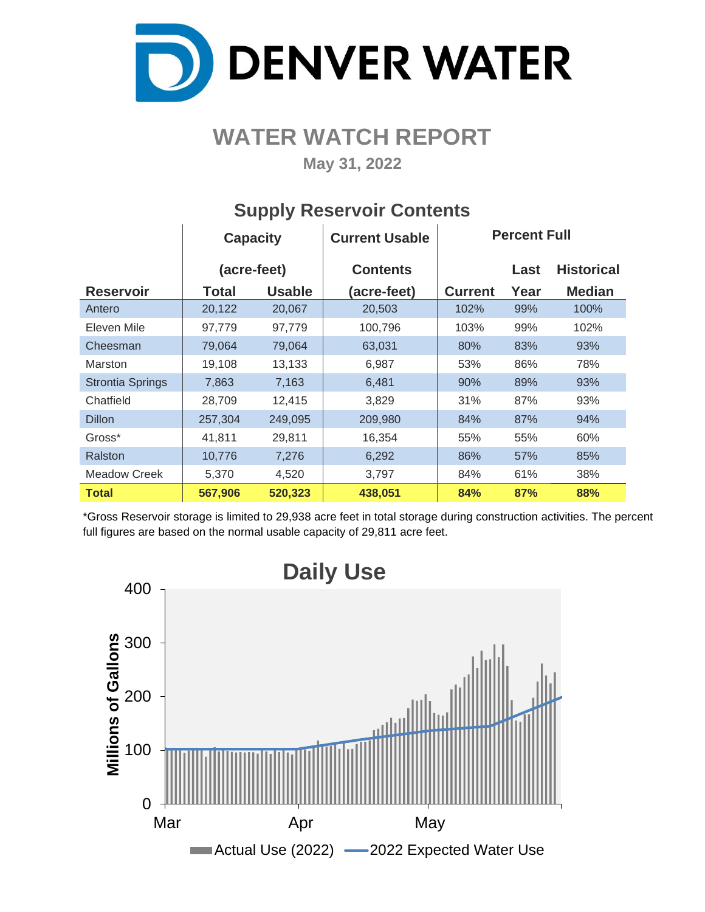# DENVER WATER

## WATER WATCH REPORT

**May 31, 2022**

### Supply Reservoir Contents

| Reservoir | Capacity (acre-feet) Total | Capacity (acre-feet) Usable | Current Usable Contents (acre-feet) | Percent Full Current | Percent Full Last Year | Percent Full Historical Median |
|---|---|---|---|---|---|---|
| Antero | 20,122 | 20,067 | 20,503 | 102% | 99% | 100% |
| Eleven Mile | 97,779 | 97,779 | 100,796 | 103% | 99% | 102% |
| Cheesman | 79,064 | 79,064 | 63,031 | 80% | 83% | 93% |
| Marston | 19,108 | 13,133 | 6,987 | 53% | 86% | 78% |
| Strontia Springs | 7,863 | 7,163 | 6,481 | 90% | 89% | 93% |
| Chatfield | 28,709 | 12,415 | 3,829 | 31% | 87% | 93% |
| Dillon | 257,304 | 249,095 | 209,980 | 84% | 87% | 94% |
| Gross* | 41,811 | 29,811 | 16,354 | 55% | 55% | 60% |
| Ralston | 10,776 | 7,276 | 6,292 | 86% | 57% | 85% |
| Meadow Creek | 5,370 | 4,520 | 3,797 | 84% | 61% | 38% |
| **Total** | **567,906** | **520,323** | **438,051** | **84%** | **87%** | **88%** |

*Gross Reservoir storage is limited to 29,938 acre feet in total storage during construction activities. The percent full figures are based on the normal usable capacity of 29,811 acre feet.

### Daily Use

Millions of Gallons (0–400), Mar – May

Actual Use (2022) — 2022 Expected Water Use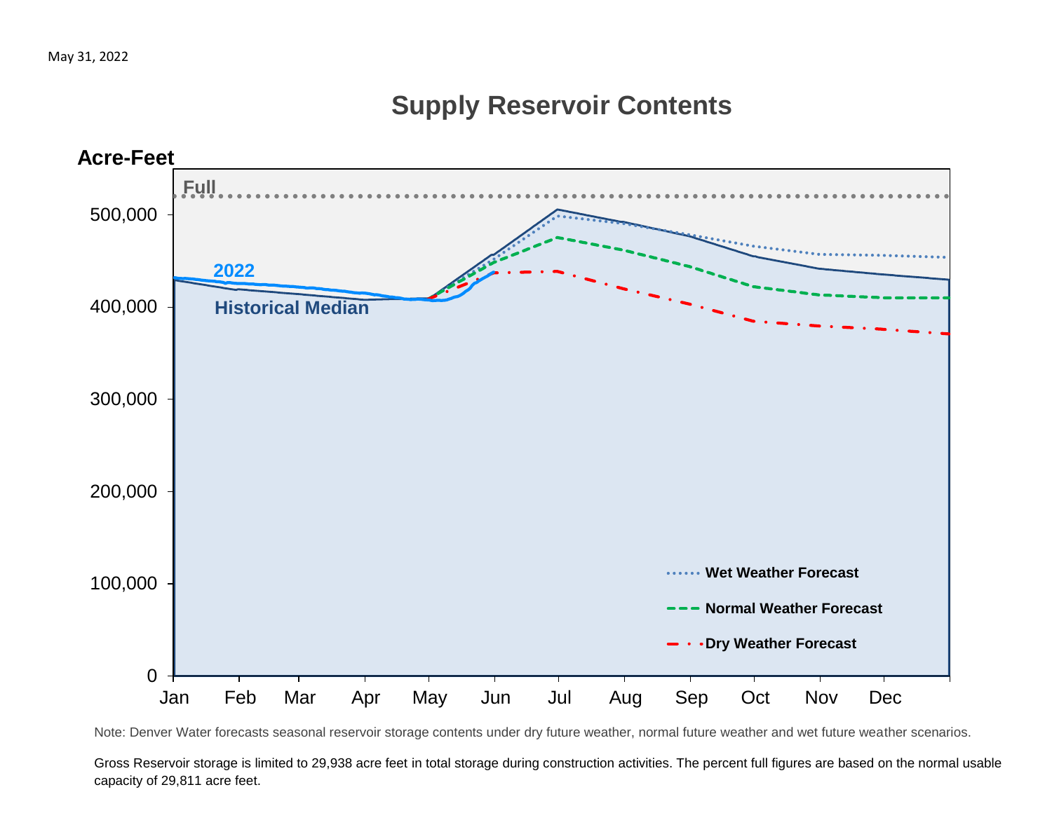May 31, 2022

## Supply Reservoir Contents

Acre-Feet

Full

500,000
400,000
300,000
200,000
100,000
0

2022

Historical Median

Jan Feb Mar Apr May Jun Jul Aug Sep Oct Nov Dec

Wet Weather Forecast

Normal Weather Forecast

Dry Weather Forecast

Note: Denver Water forecasts seasonal reservoir storage contents under dry future weather, normal future weather and wet future weather scenarios.

Gross Reservoir storage is limited to 29,938 acre feet in total storage during construction activities. The percent full figures are based on the normal usable capacity of 29,811 acre feet.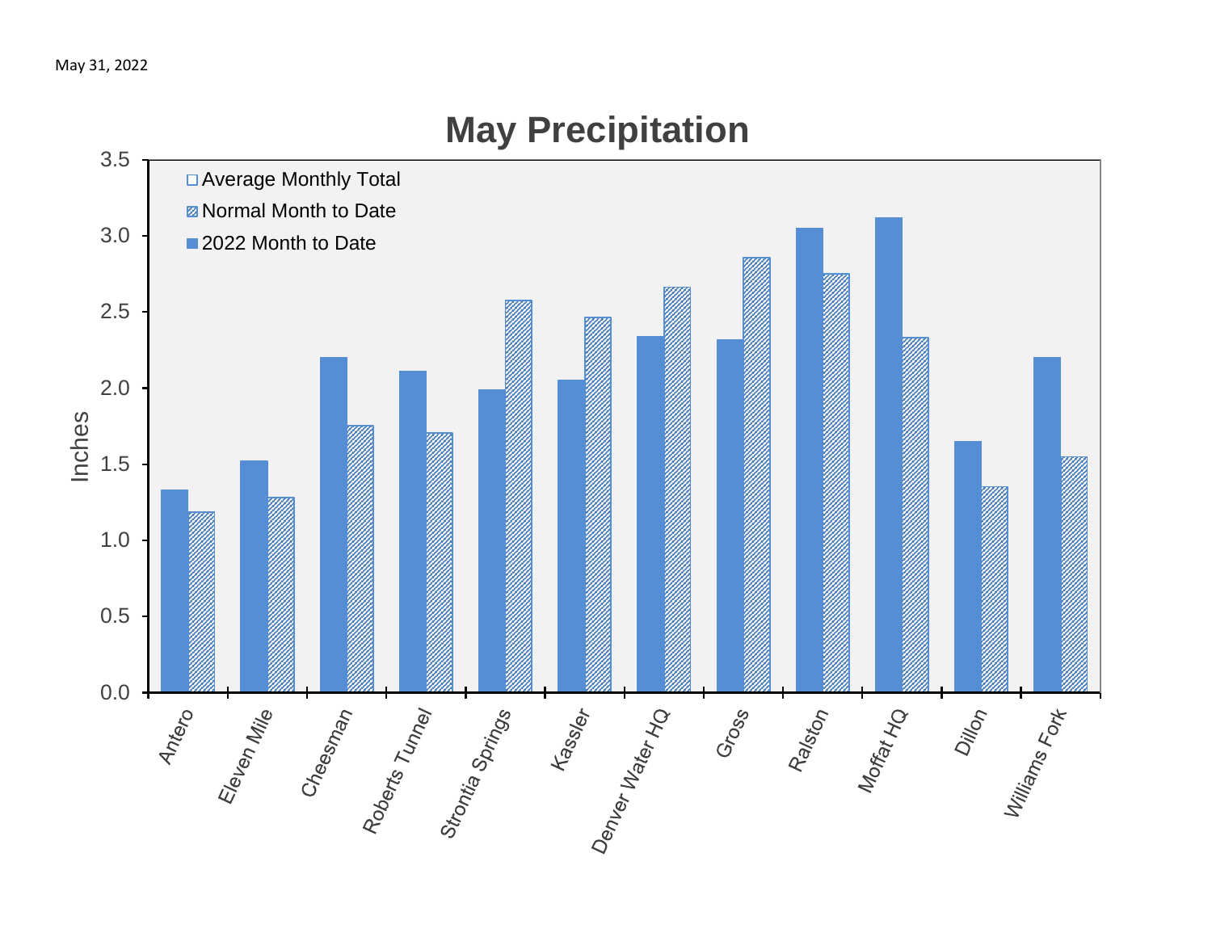May 31, 2022

# May Precipitation

| Station | 2022 Month to Date (in) | Normal Month to Date (in) |
|---|---|---|
| Antero | 1.33 | 1.18 |
| Eleven Mile | 1.52 | 1.28 |
| Cheesman | 2.20 | 1.75 |
| Roberts Tunnel | 2.11 | 1.70 |
| Strontia Springs | 1.99 | 2.57 |
| Kassler | 2.05 | 2.46 |
| Denver Water HQ | 2.34 | 2.66 |
| Gross | 2.32 | 2.85 |
| Ralston | 3.05 | 2.75 |
| Moffat HQ | 3.12 | 2.33 |
| Dillon | 1.65 | 1.35 |
| Williams Fork | 2.20 | 1.54 |

Legend: Average Monthly Total; Normal Month to Date; 2022 Month to Date

Y-axis: Inches (0.0 – 3.5)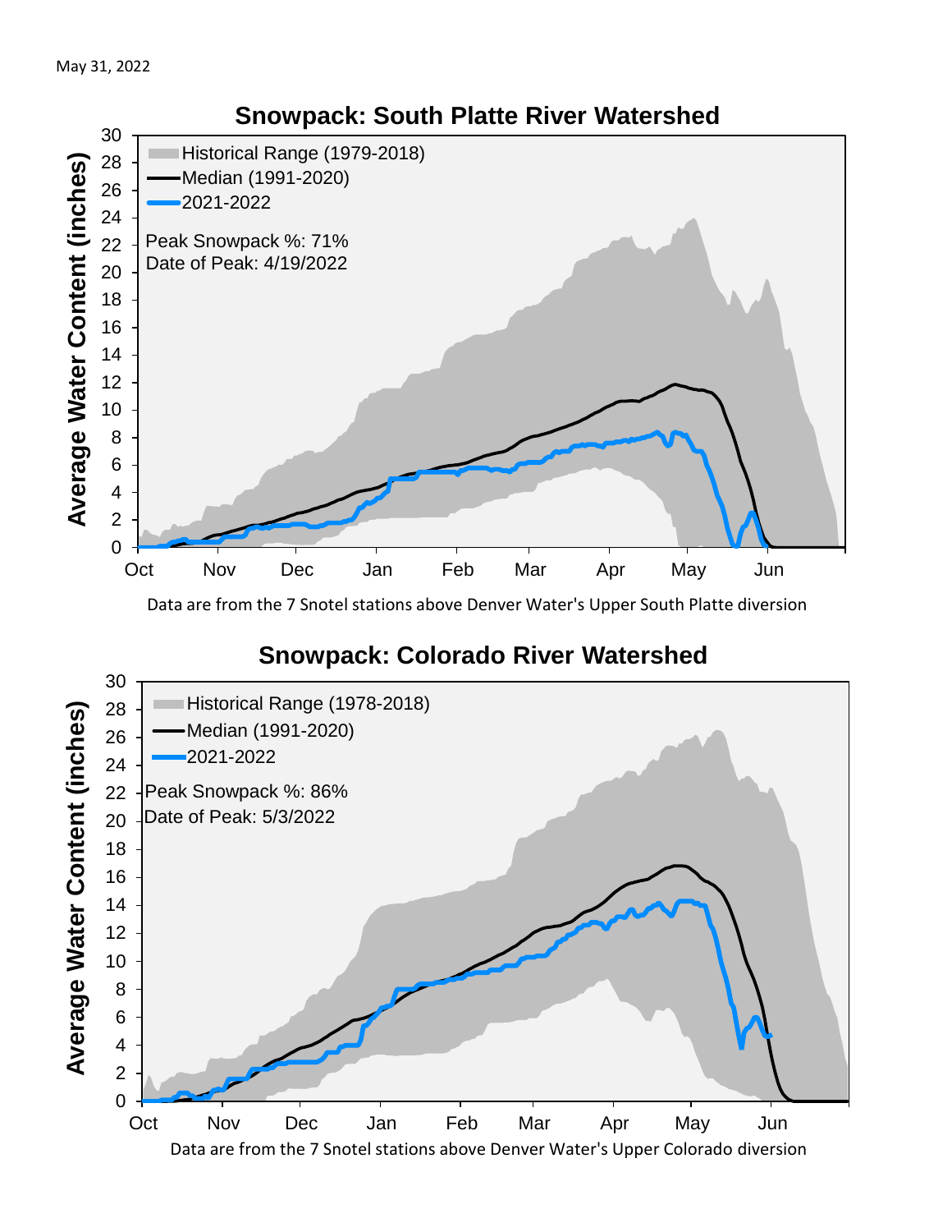May 31, 2022

## Snowpack: South Platte River Watershed

Historical Range (1979-2018)
Median (1991-2020)
2021-2022

Peak Snowpack %: 71%
Date of Peak: 4/19/2022

Average Water Content (inches)

Oct Nov Dec Jan Feb Mar Apr May Jun

Data are from the 7 Snotel stations above Denver Water's Upper South Platte diversion

## Snowpack: Colorado River Watershed

Historical Range (1978-2018)
Median (1991-2020)
2021-2022

Peak Snowpack %: 86%
Date of Peak: 5/3/2022

Average Water Content (inches)

Oct Nov Dec Jan Feb Mar Apr May Jun

Data are from the 7 Snotel stations above Denver Water's Upper Colorado diversion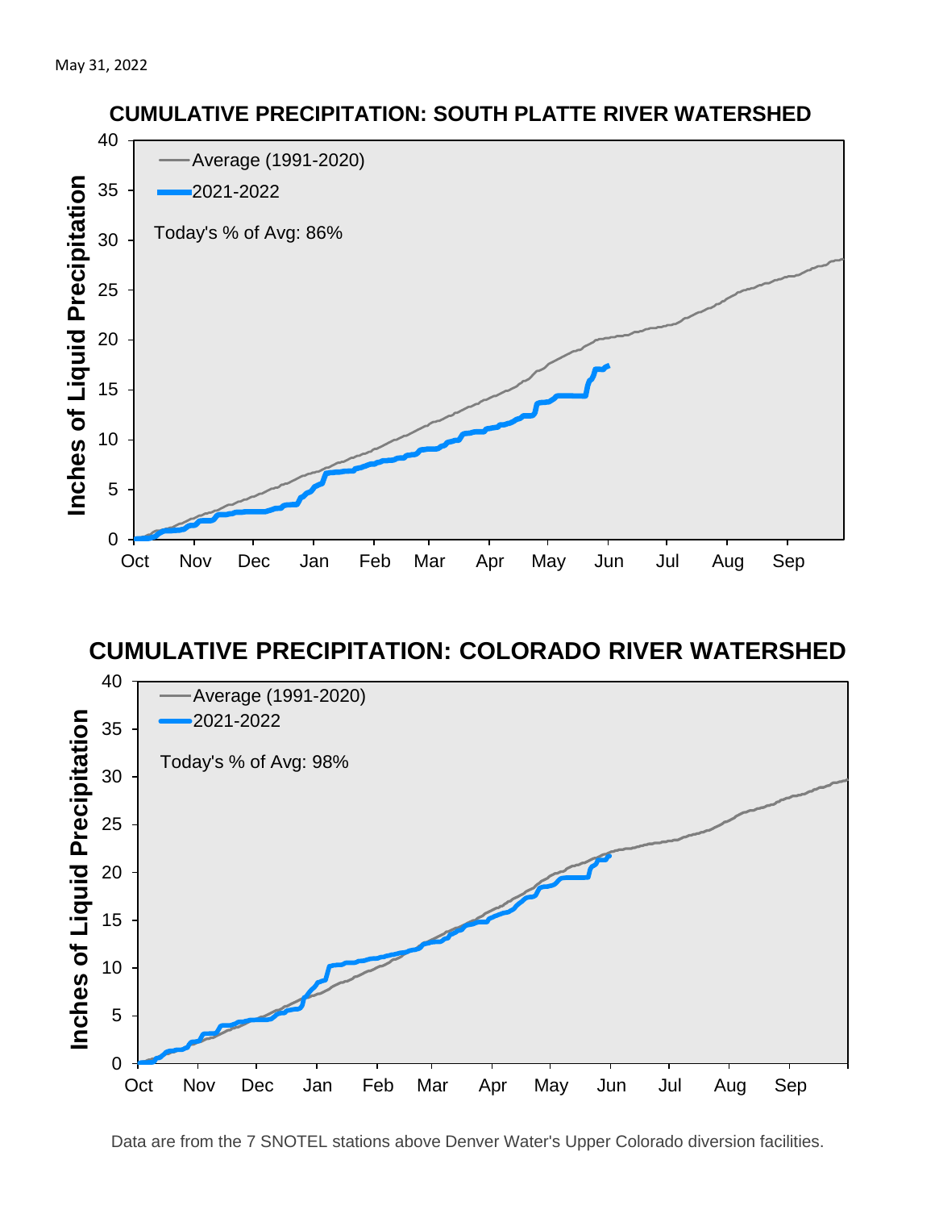May 31, 2022

## CUMULATIVE PRECIPITATION: SOUTH PLATTE RIVER WATERSHED

Average (1991-2020)

2021-2022

Today's % of Avg: 86%

Inches of Liquid Precipitation

Oct Nov Dec Jan Feb Mar Apr May Jun Jul Aug Sep

## CUMULATIVE PRECIPITATION: COLORADO RIVER WATERSHED

Average (1991-2020)

2021-2022

Today's % of Avg: 98%

Inches of Liquid Precipitation

Oct Nov Dec Jan Feb Mar Apr May Jun Jul Aug Sep

Data are from the 7 SNOTEL stations above Denver Water's Upper Colorado diversion facilities.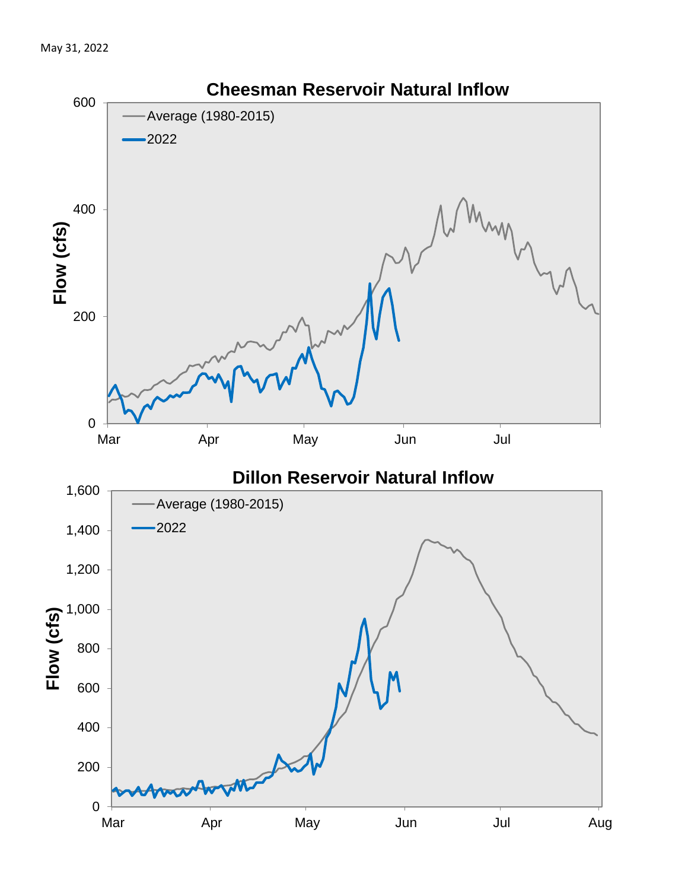May 31, 2022

## Cheesman Reservoir Natural Inflow

Flow (cfs)

0, 200, 400, 600

Mar, Apr, May, Jun, Jul

Average (1980-2015)

2022

## Dillon Reservoir Natural Inflow

Flow (cfs)

0, 200, 400, 600, 800, 1,000, 1,200, 1,400, 1,600

Mar, Apr, May, Jun, Jul, Aug

Average (1980-2015)

2022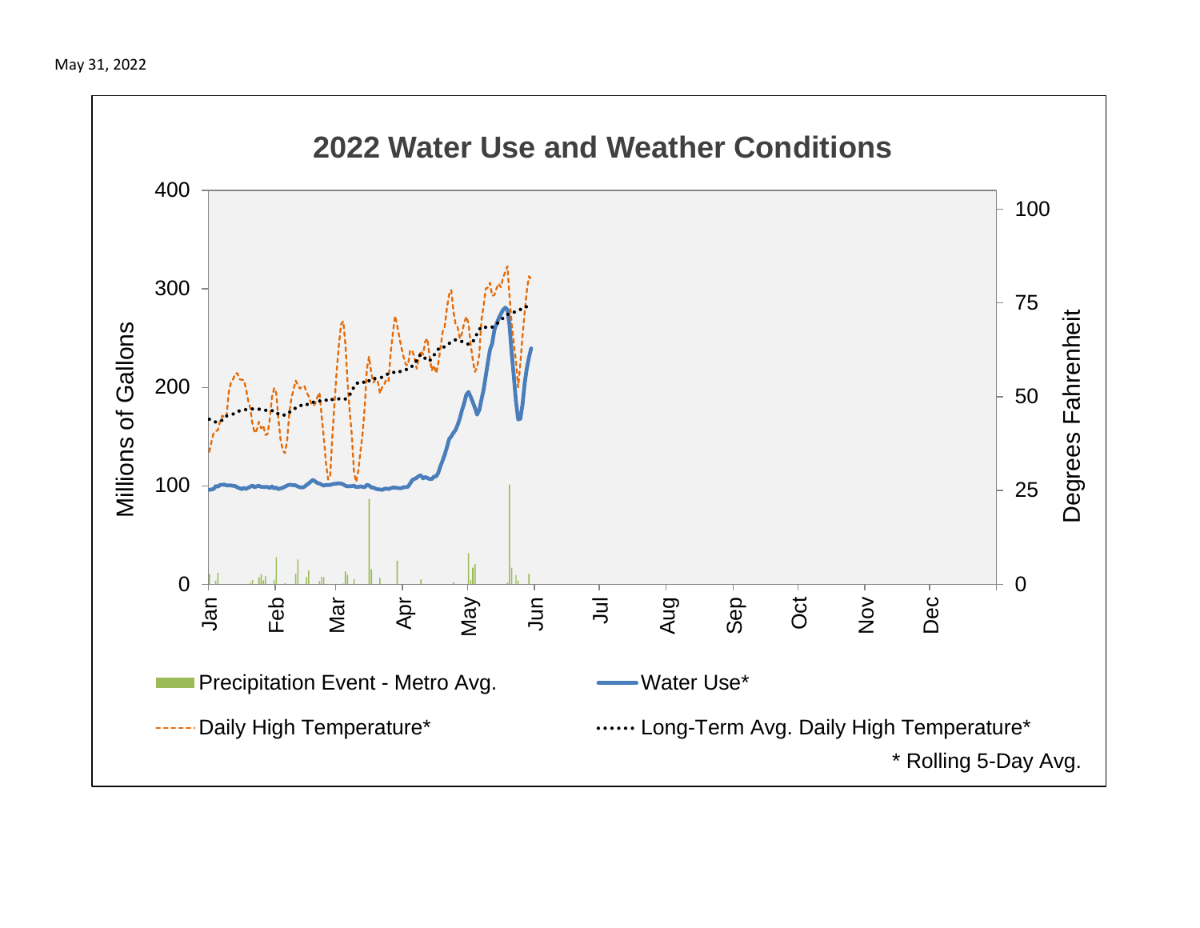May 31, 2022

## 2022 Water Use and Weather Conditions

Millions of Gallons: 0, 100, 200, 300, 400

Degrees Fahrenheit: 0, 25, 50, 75, 100

Jan Feb Mar Apr May Jun Jul Aug Sep Oct Nov Dec

Precipitation Event - Metro Avg.

Water Use*

Daily High Temperature*

Long-Term Avg. Daily High Temperature*

\* Rolling 5-Day Avg.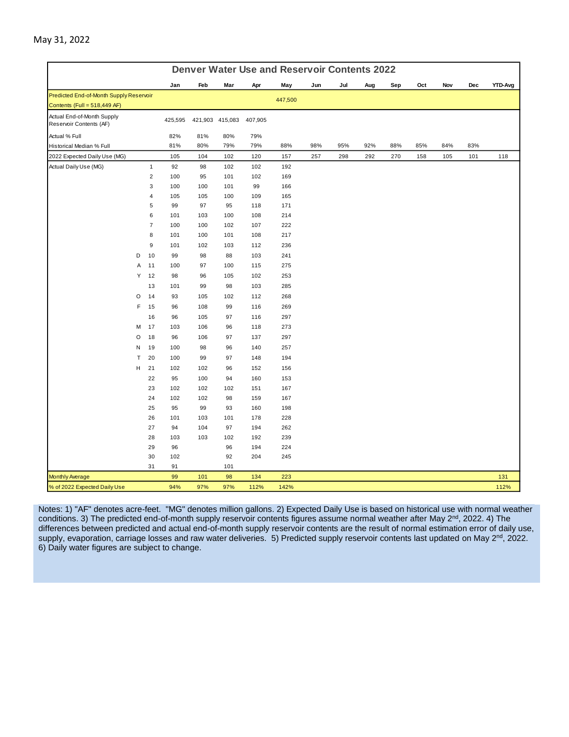May 31, 2022

| Denver Water Use and Reservoir Contents 2022 | | Jan | Feb | Mar | Apr | May | Jun | Jul | Aug | Sep | Oct | Nov | Dec | YTD-Avg |
|---|---|---|---|---|---|---|---|---|---|---|---|---|---|---|
| Predicted End-of-Month Supply Reservoir Contents (Full = 518,449 AF) | | | | | | 447,500 | | | | | | | | |
| Actual End-of-Month Supply Reservoir Contents (AF) | | 425,595 | 421,903 | 415,083 | 407,905 | | | | | | | | | |
| Actual % Full | | 82% | 81% | 80% | 79% | | | | | | | | | |
| Historical Median % Full | | 81% | 80% | 79% | 79% | 88% | 98% | 95% | 92% | 88% | 85% | 84% | 83% | |
| 2022 Expected Daily Use (MG) | | 105 | 104 | 102 | 120 | 157 | 257 | 298 | 292 | 270 | 158 | 105 | 101 | 118 |
| Actual Daily Use (MG) | 1 | 92 | 98 | 102 | 102 | 192 | | | | | | | | |
| | 2 | 100 | 95 | 101 | 102 | 169 | | | | | | | | |
| | 3 | 100 | 100 | 101 | 99 | 166 | | | | | | | | |
| | 4 | 105 | 105 | 100 | 109 | 165 | | | | | | | | |
| | 5 | 99 | 97 | 95 | 118 | 171 | | | | | | | | |
| | 6 | 101 | 103 | 100 | 108 | 214 | | | | | | | | |
| | 7 | 100 | 100 | 102 | 107 | 222 | | | | | | | | |
| | 8 | 101 | 100 | 101 | 108 | 217 | | | | | | | | |
| | 9 | 101 | 102 | 103 | 112 | 236 | | | | | | | | |
| D | 10 | 99 | 98 | 88 | 103 | 241 | | | | | | | | |
| A | 11 | 100 | 97 | 100 | 115 | 275 | | | | | | | | |
| Y | 12 | 98 | 96 | 105 | 102 | 253 | | | | | | | | |
| | 13 | 101 | 99 | 98 | 103 | 285 | | | | | | | | |
| O | 14 | 93 | 105 | 102 | 112 | 268 | | | | | | | | |
| F | 15 | 96 | 108 | 99 | 116 | 269 | | | | | | | | |
| | 16 | 96 | 105 | 97 | 116 | 297 | | | | | | | | |
| M | 17 | 103 | 106 | 96 | 118 | 273 | | | | | | | | |
| O | 18 | 96 | 106 | 97 | 137 | 297 | | | | | | | | |
| N | 19 | 100 | 98 | 96 | 140 | 257 | | | | | | | | |
| T | 20 | 100 | 99 | 97 | 148 | 194 | | | | | | | | |
| H | 21 | 102 | 102 | 96 | 152 | 156 | | | | | | | | |
| | 22 | 95 | 100 | 94 | 160 | 153 | | | | | | | | |
| | 23 | 102 | 102 | 102 | 151 | 167 | | | | | | | | |
| | 24 | 102 | 102 | 98 | 159 | 167 | | | | | | | | |
| | 25 | 95 | 99 | 93 | 160 | 198 | | | | | | | | |
| | 26 | 101 | 103 | 101 | 178 | 228 | | | | | | | | |
| | 27 | 94 | 104 | 97 | 194 | 262 | | | | | | | | |
| | 28 | 103 | 103 | 102 | 192 | 239 | | | | | | | | |
| | 29 | 96 | | 96 | 194 | 224 | | | | | | | | |
| | 30 | 102 | | 92 | 204 | 245 | | | | | | | | |
| | 31 | 91 | | 101 | | | | | | | | | | |
| Monthly Average | | 99 | 101 | 98 | 134 | 223 | | | | | | | | 131 |
| % of 2022 Expected Daily Use | | 94% | 97% | 97% | 112% | 142% | | | | | | | | 112% |

Notes: 1) "AF" denotes acre-feet. "MG" denotes million gallons. 2) Expected Daily Use is based on historical use with normal weather conditions. 3) The predicted end-of-month supply reservoir contents figures assume normal weather after May 2nd, 2022. 4) The differences between predicted and actual end-of-month supply reservoir contents are the result of normal estimation error of daily use, supply, evaporation, carriage losses and raw water deliveries. 5) Predicted supply reservoir contents last updated on May 2nd, 2022. 6) Daily water figures are subject to change.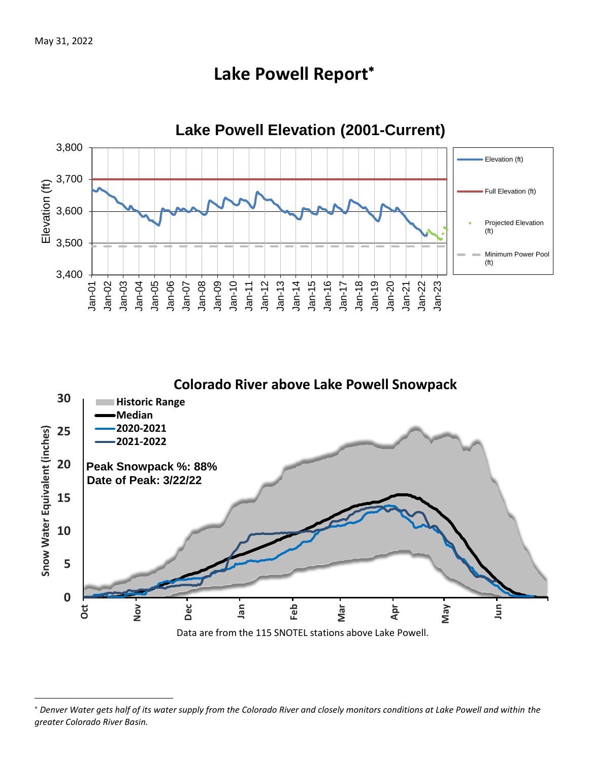May 31, 2022

# Lake Powell Report*

**Lake Powell Elevation (2001-Current)**

Elevation (ft)

3,800
3,700
3,600
3,500
3,400

Jan-01 Jan-02 Jan-03 Jan-04 Jan-05 Jan-06 Jan-07 Jan-08 Jan-09 Jan-10 Jan-11 Jan-12 Jan-13 Jan-14 Jan-15 Jan-16 Jan-17 Jan-18 Jan-19 Jan-20 Jan-21 Jan-22 Jan-23

Elevation (ft)
Full Elevation (ft)
Projected Elevation (ft)
Minimum Power Pool (ft)

**Colorado River above Lake Powell Snowpack**

Snow Water Equivalent (inches)

30
25
20
15
10
5
0

Oct Nov Dec Jan Feb Mar Apr May Jun

**Historic Range**
**Median**
**2020-2021**
**2021-2022**

**Peak Snowpack %: 88%**
**Date of Peak: 3/22/22**

Data are from the 115 SNOTEL stations above Lake Powell.

---

* *Denver Water gets half of its water supply from the Colorado River and closely monitors conditions at Lake Powell and within the greater Colorado River Basin.*